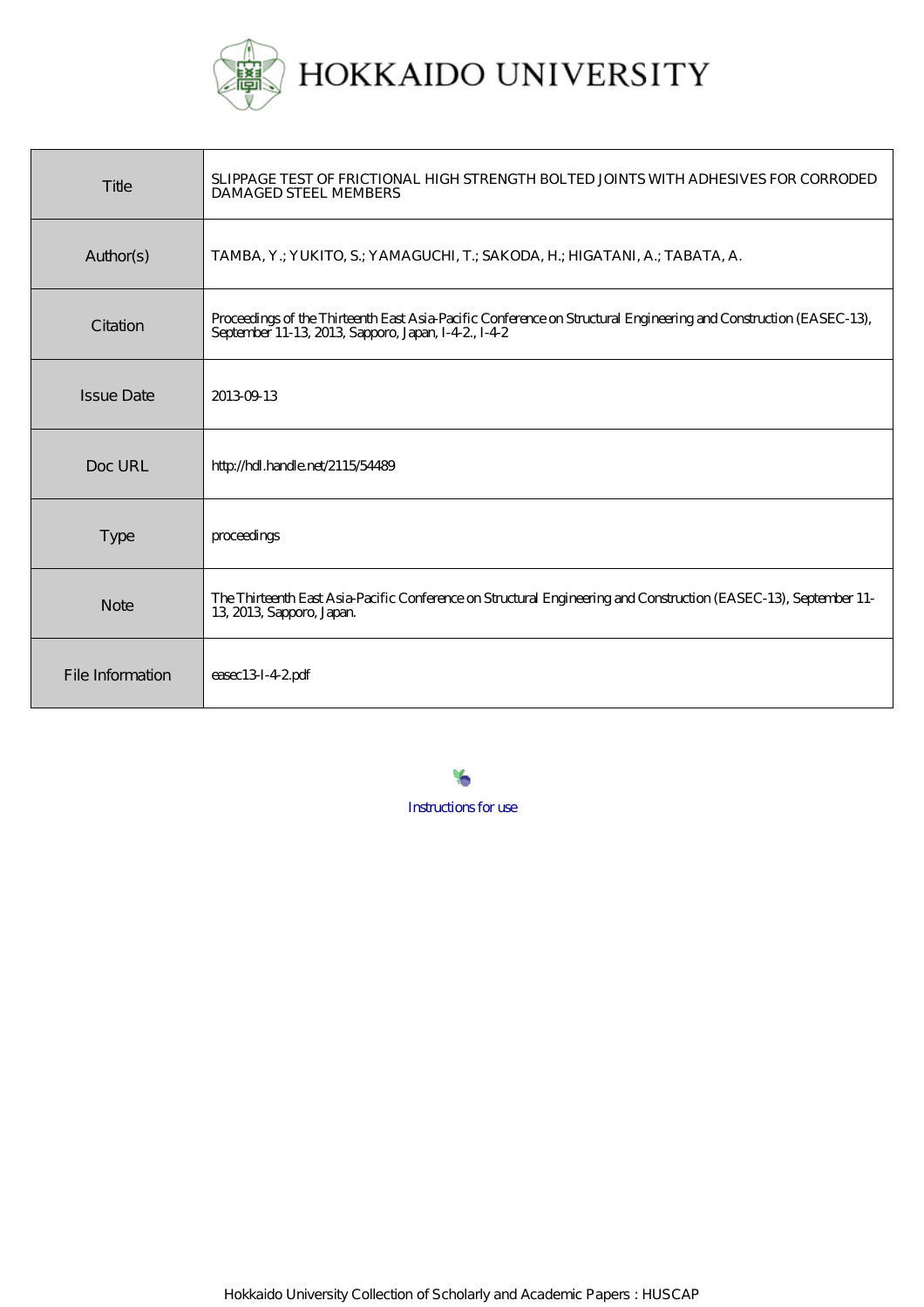# HOKKAIDO UNIVERSITY

| | |
|---|---|
| Title | SLIPPAGE TEST OF FRICTIONAL HIGH STRENGTH BOLTED JOINTS WITH ADHESIVES FOR CORRODED DAMAGED STEEL MEMBERS |
| Author(s) | TAMBA, Y.; YUKITO, S.; YAMAGUCHI, T.; SAKODA, H.; HIGATANI, A.; TABATA, A. |
| Citation | Proceedings of the Thirteenth East Asia-Pacific Conference on Structural Engineering and Construction (EASEC-13), September 11-13, 2013, Sapporo, Japan, I-4-2., I-4-2 |
| Issue Date | 2013-09-13 |
| Doc URL | http://hdl.handle.net/2115/54489 |
| Type | proceedings |
| Note | The Thirteenth East Asia-Pacific Conference on Structural Engineering and Construction (EASEC-13), September 11-13, 2013, Sapporo, Japan. |
| File Information | easec13-I-4-2.pdf |

Instructions for use

Hokkaido University Collection of Scholarly and Academic Papers : HUSCAP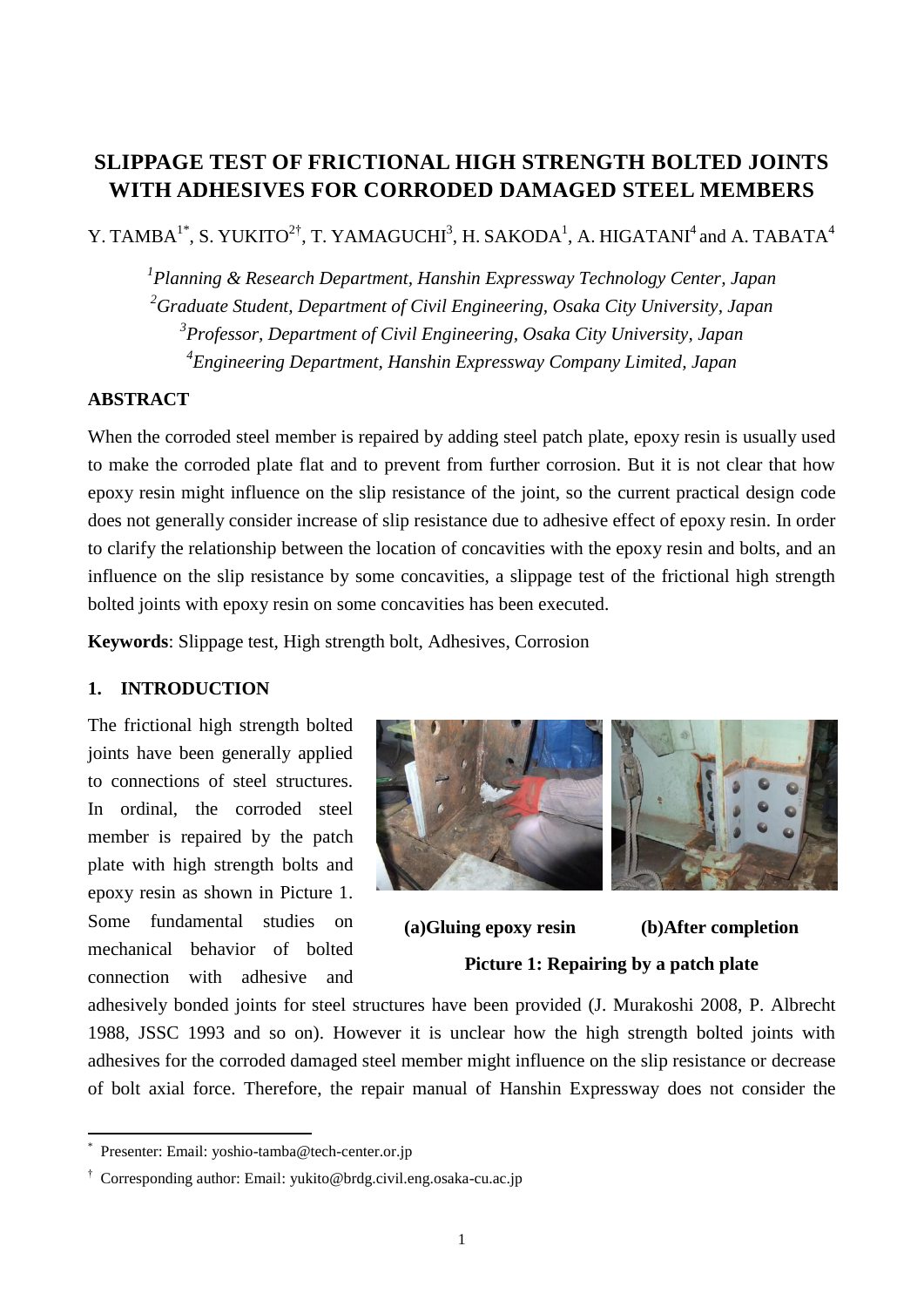# SLIPPAGE TEST OF FRICTIONAL HIGH STRENGTH BOLTED JOINTS WITH ADHESIVES FOR CORRODED DAMAGED STEEL MEMBERS

Y. TAMBA[1*], S. YUKITO[2†], T. YAMAGUCHI[3], H. SAKODA[1], A. HIGATANI[4] and A. TABATA[4]

*[1]Planning & Research Department, Hanshin Expressway Technology Center, Japan*
*[2]Graduate Student, Department of Civil Engineering, Osaka City University, Japan*
*[3]Professor, Department of Civil Engineering, Osaka City University, Japan*
*[4]Engineering Department, Hanshin Expressway Company Limited, Japan*

## ABSTRACT

When the corroded steel member is repaired by adding steel patch plate, epoxy resin is usually used to make the corroded plate flat and to prevent from further corrosion. But it is not clear that how epoxy resin might influence on the slip resistance of the joint, so the current practical design code does not generally consider increase of slip resistance due to adhesive effect of epoxy resin. In order to clarify the relationship between the location of concavities with the epoxy resin and bolts, and an influence on the slip resistance by some concavities, a slippage test of the frictional high strength bolted joints with epoxy resin on some concavities has been executed.

**Keywords**: Slippage test, High strength bolt, Adhesives, Corrosion

## 1. INTRODUCTION

The frictional high strength bolted joints have been generally applied to connections of steel structures. In ordinal, the corroded steel member is repaired by the patch plate with high strength bolts and epoxy resin as shown in Picture 1. Some fundamental studies on mechanical behavior of bolted connection with adhesive and adhesively bonded joints for steel structures have been provided (J. Murakoshi 2008, P. Albrecht 1988, JSSC 1993 and so on). However it is unclear how the high strength bolted joints with adhesives for the corroded damaged steel member might influence on the slip resistance or decrease of bolt axial force. Therefore, the repair manual of Hanshin Expressway does not consider the

**(a)Gluing epoxy resin** **(b)After completion**

**Picture 1: Repairing by a patch plate**

---

[*] Presenter: Email: yoshio-tamba@tech-center.or.jp

[†] Corresponding author: Email: yukito@brdg.civil.eng.osaka-cu.ac.jp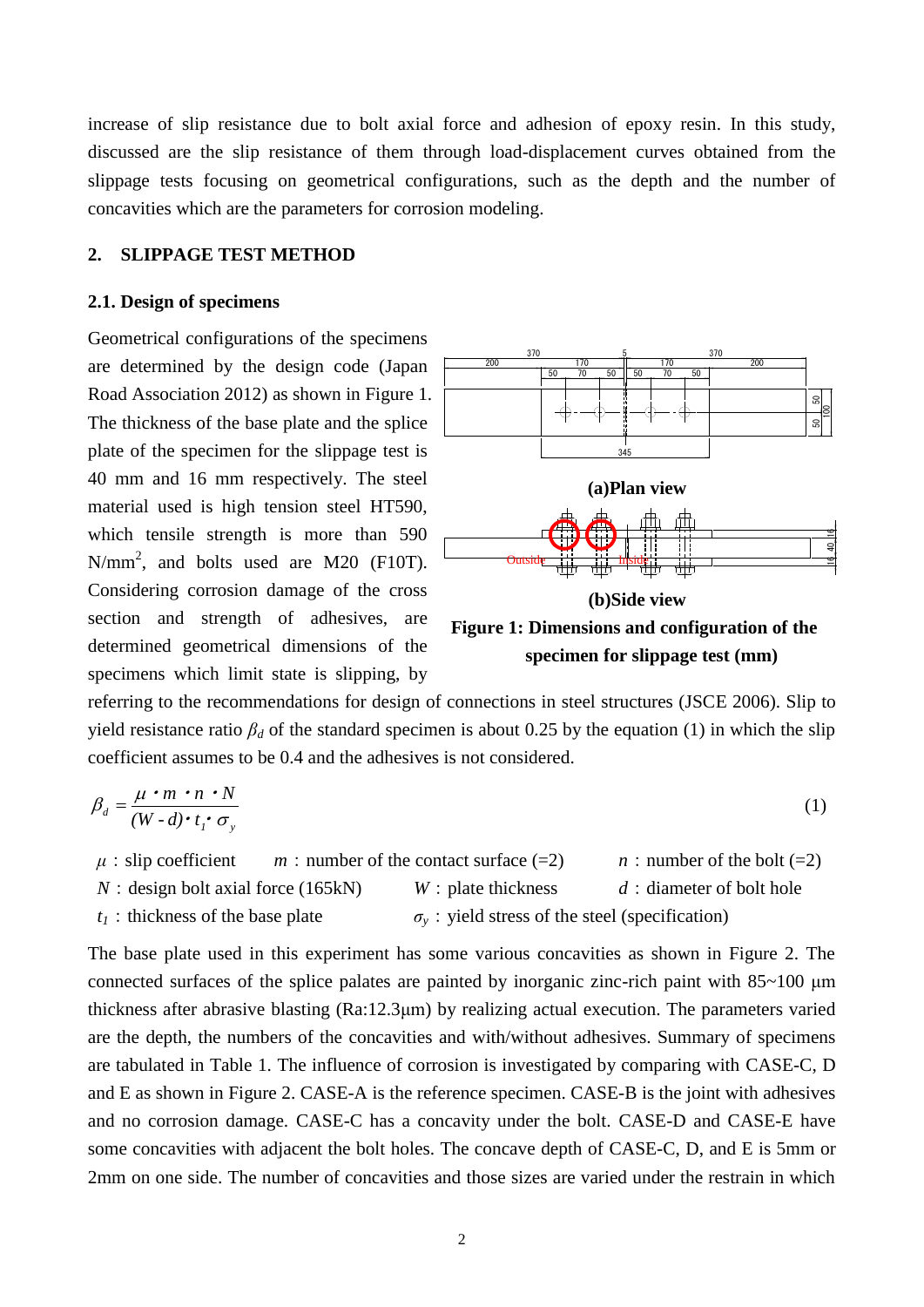increase of slip resistance due to bolt axial force and adhesion of epoxy resin. In this study, discussed are the slip resistance of them through load-displacement curves obtained from the slippage tests focusing on geometrical configurations, such as the depth and the number of concavities which are the parameters for corrosion modeling.

## 2. SLIPPAGE TEST METHOD

### 2.1. Design of specimens

Geometrical configurations of the specimens are determined by the design code (Japan Road Association 2012) as shown in Figure 1. The thickness of the base plate and the splice plate of the specimen for the slippage test is 40 mm and 16 mm respectively. The steel material used is high tension steel HT590, which tensile strength is more than 590 N/mm$^2$, and bolts used are M20 (F10T). Considering corrosion damage of the cross section and strength of adhesives, are determined geometrical dimensions of the specimens which limit state is slipping, by referring to the recommendations for design of connections in steel structures (JSCE 2006). Slip to yield resistance ratio $\beta_d$ of the standard specimen is about 0.25 by the equation (1) in which the slip coefficient assumes to be 0.4 and the adhesives is not considered.

**(a)Plan view**

**(b)Side view**

**Figure 1: Dimensions and configuration of the specimen for slippage test (mm)**

$$\beta_d = \frac{\mu \cdot m \cdot n \cdot N}{(W - d) \cdot t_1 \cdot \sigma_y} \tag{1}$$

$\mu$ : slip coefficient  $m$ : number of the contact surface (=2)  $n$ : number of the bolt (=2)
$N$ : design bolt axial force (165kN)  $W$ : plate thickness  $d$ : diameter of bolt hole
$t_1$ : thickness of the base plate  $\sigma_y$ : yield stress of the steel (specification)

The base plate used in this experiment has some various concavities as shown in Figure 2. The connected surfaces of the splice palates are painted by inorganic zinc-rich paint with 85~100 μm thickness after abrasive blasting (Ra:12.3μm) by realizing actual execution. The parameters varied are the depth, the numbers of the concavities and with/without adhesives. Summary of specimens are tabulated in Table 1. The influence of corrosion is investigated by comparing with CASE-C, D and E as shown in Figure 2. CASE-A is the reference specimen. CASE-B is the joint with adhesives and no corrosion damage. CASE-C has a concavity under the bolt. CASE-D and CASE-E have some concavities with adjacent the bolt holes. The concave depth of CASE-C, D, and E is 5mm or 2mm on one side. The number of concavities and those sizes are varied under the restrain in which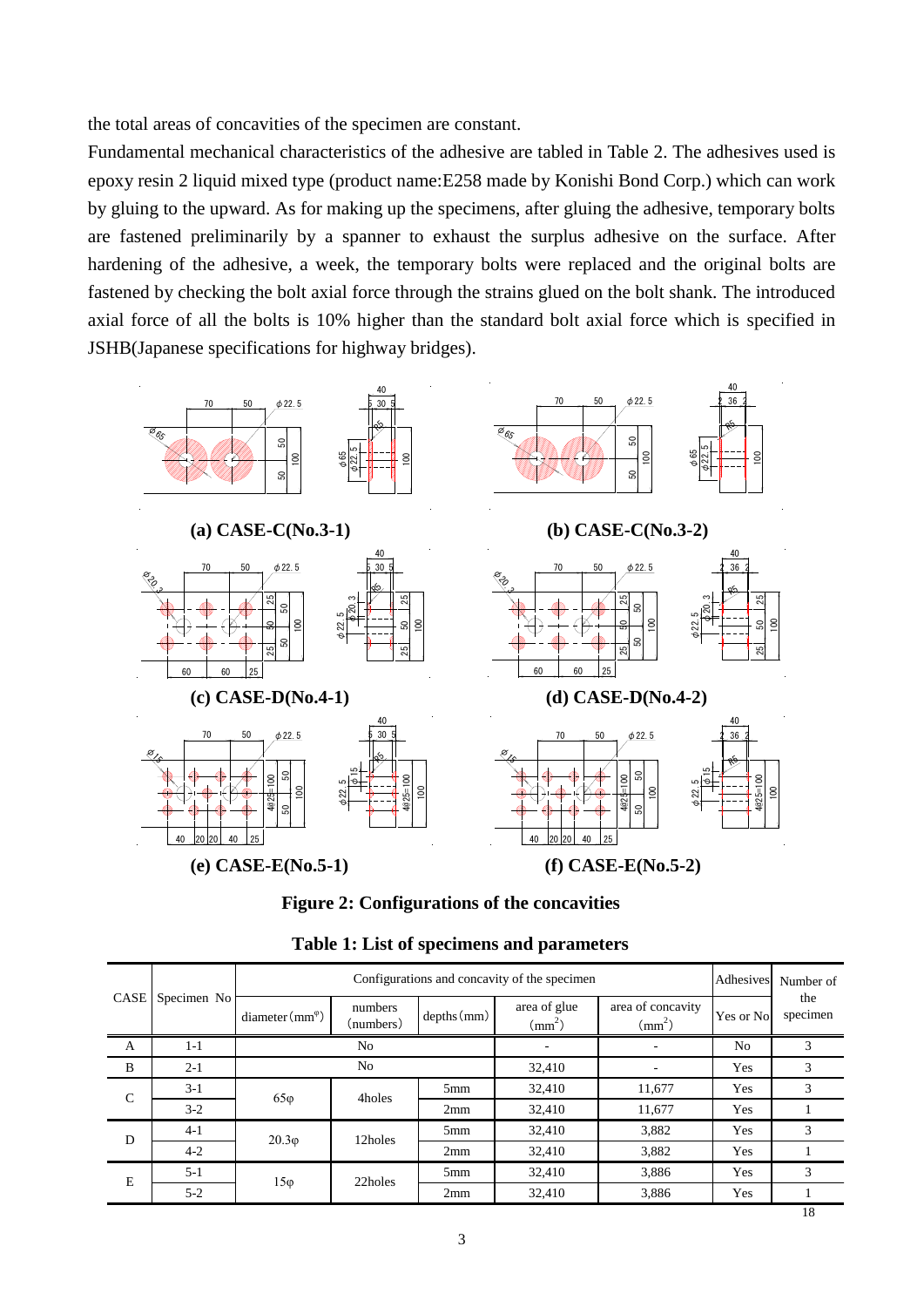the total areas of concavities of the specimen are constant.

Fundamental mechanical characteristics of the adhesive are tabled in Table 2. The adhesives used is epoxy resin 2 liquid mixed type (product name:E258 made by Konishi Bond Corp.) which can work by gluing to the upward. As for making up the specimens, after gluing the adhesive, temporary bolts are fastened preliminarily by a spanner to exhaust the surplus adhesive on the surface. After hardening of the adhesive, a week, the temporary bolts were replaced and the original bolts are fastened by checking the bolt axial force through the strains glued on the bolt shank. The introduced axial force of all the bolts is 10% higher than the standard bolt axial force which is specified in JSHB(Japanese specifications for highway bridges).

(a) CASE-C(No.3-1)

(b) CASE-C(No.3-2)

(c) CASE-D(No.4-1)

(d) CASE-D(No.4-2)

(e) CASE-E(No.5-1)

(f) CASE-E(No.5-2)

**Figure 2: Configurations of the concavities**

**Table 1: List of specimens and parameters**

| CASE | Specimen No | Configurations and concavity of the specimen | | | | | Adhesives | Number of the specimen |
|---|---|---|---|---|---|---|---|---|
| | | diameter (mm$^{\varphi}$) | numbers (numbers) | depths (mm) | area of glue (mm$^2$) | area of concavity (mm$^2$) | Yes or No | |
| A | 1-1 | No | | | - | - | No | 3 |
| B | 2-1 | No | | | 32,410 | - | Yes | 3 |
| C | 3-1 | 65φ | 4holes | 5mm | 32,410 | 11,677 | Yes | 3 |
| | 3-2 | | | 2mm | 32,410 | 11,677 | Yes | 1 |
| D | 4-1 | 20.3φ | 12holes | 5mm | 32,410 | 3,882 | Yes | 3 |
| | 4-2 | | | 2mm | 32,410 | 3,882 | Yes | 1 |
| E | 5-1 | 15φ | 22holes | 5mm | 32,410 | 3,886 | Yes | 3 |
| | 5-2 | | | 2mm | 32,410 | 3,886 | Yes | 1 |
| | | | | | | | | 18 |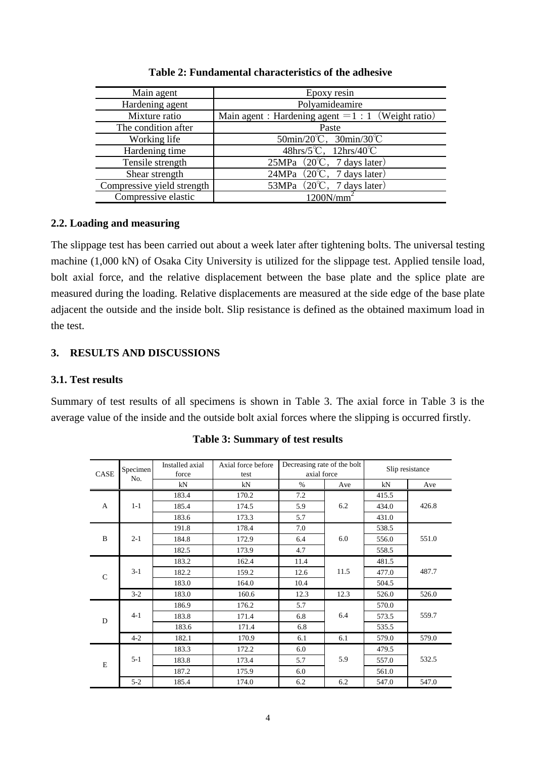**Table 2: Fundamental characteristics of the adhesive**

| Main agent | Epoxy resin |
|---|---|
| Hardening agent | Polyamideamire |
| Mixture ratio | Main agent：Hardening agent ＝1：1（Weight ratio） |
| The condition after | Paste |
| Working life | 50min/20℃, 30min/30℃ |
| Hardening time | 48hrs/5℃, 12hrs/40℃ |
| Tensile strength | 25MPa（20℃, 7 days later） |
| Shear strength | 24MPa（20℃, 7 days later） |
| Compressive yield strength | 53MPa（20℃, 7 days later） |
| Compressive elastic | 1200N/mm$^2$ |

### 2.2. Loading and measuring

The slippage test has been carried out about a week later after tightening bolts. The universal testing machine (1,000 kN) of Osaka City University is utilized for the slippage test. Applied tensile load, bolt axial force, and the relative displacement between the base plate and the splice plate are measured during the loading. Relative displacements are measured at the side edge of the base plate adjacent the outside and the inside bolt. Slip resistance is defined as the obtained maximum load in the test.

## 3. RESULTS AND DISCUSSIONS

### 3.1. Test results

Summary of test results of all specimens is shown in Table 3. The axial force in Table 3 is the average value of the inside and the outside bolt axial forces where the slipping is occurred firstly.

**Table 3: Summary of test results**

| CASE | Specimen No. | Installed axial force | Axial force before test | Decreasing rate of the bolt axial force | | Slip resistance | |
|---|---|---|---|---|---|---|---|
| | | kN | kN | % | Ave | kN | Ave |
| A | 1-1 | 183.4 | 170.2 | 7.2 | 6.2 | 415.5 | 426.8 |
| | | 185.4 | 174.5 | 5.9 | | 434.0 | |
| | | 183.6 | 173.3 | 5.7 | | 431.0 | |
| B | 2-1 | 191.8 | 178.4 | 7.0 | 6.0 | 538.5 | 551.0 |
| | | 184.8 | 172.9 | 6.4 | | 556.0 | |
| | | 182.5 | 173.9 | 4.7 | | 558.5 | |
| C | 3-1 | 183.2 | 162.4 | 11.4 | 11.5 | 481.5 | 487.7 |
| | | 182.2 | 159.2 | 12.6 | | 477.0 | |
| | | 183.0 | 164.0 | 10.4 | | 504.5 | |
| | 3-2 | 183.0 | 160.6 | 12.3 | 12.3 | 526.0 | 526.0 |
| D | 4-1 | 186.9 | 176.2 | 5.7 | 6.4 | 570.0 | 559.7 |
| | | 183.8 | 171.4 | 6.8 | | 573.5 | |
| | | 183.6 | 171.4 | 6.8 | | 535.5 | |
| | 4-2 | 182.1 | 170.9 | 6.1 | 6.1 | 579.0 | 579.0 |
| E | 5-1 | 183.3 | 172.2 | 6.0 | 5.9 | 479.5 | 532.5 |
| | | 183.8 | 173.4 | 5.7 | | 557.0 | |
| | | 187.2 | 175.9 | 6.0 | | 561.0 | |
| | 5-2 | 185.4 | 174.0 | 6.2 | 6.2 | 547.0 | 547.0 |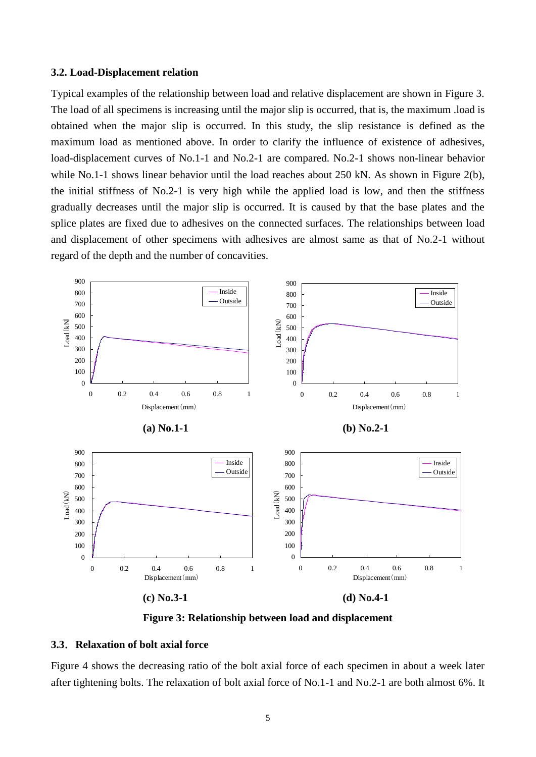### 3.2. Load-Displacement relation

Typical examples of the relationship between load and relative displacement are shown in Figure 3. The load of all specimens is increasing until the major slip is occurred, that is, the maximum .load is obtained when the major slip is occurred. In this study, the slip resistance is defined as the maximum load as mentioned above. In order to clarify the influence of existence of adhesives, load-displacement curves of No.1-1 and No.2-1 are compared. No.2-1 shows non-linear behavior while No.1-1 shows linear behavior until the load reaches about 250 kN. As shown in Figure 2(b), the initial stiffness of No.2-1 is very high while the applied load is low, and then the stiffness gradually decreases until the major slip is occurred. It is caused by that the base plates and the splice plates are fixed due to adhesives on the connected surfaces. The relationships between load and displacement of other specimens with adhesives are almost same as that of No.2-1 without regard of the depth and the number of concavities.

**(a) No.1-1**

**(b) No.2-1**

**(c) No.3-1**

**(d) No.4-1**

**Figure 3: Relationship between load and displacement**

### 3.3. Relaxation of bolt axial force

Figure 4 shows the decreasing ratio of the bolt axial force of each specimen in about a week later after tightening bolts. The relaxation of bolt axial force of No.1-1 and No.2-1 are both almost 6%. It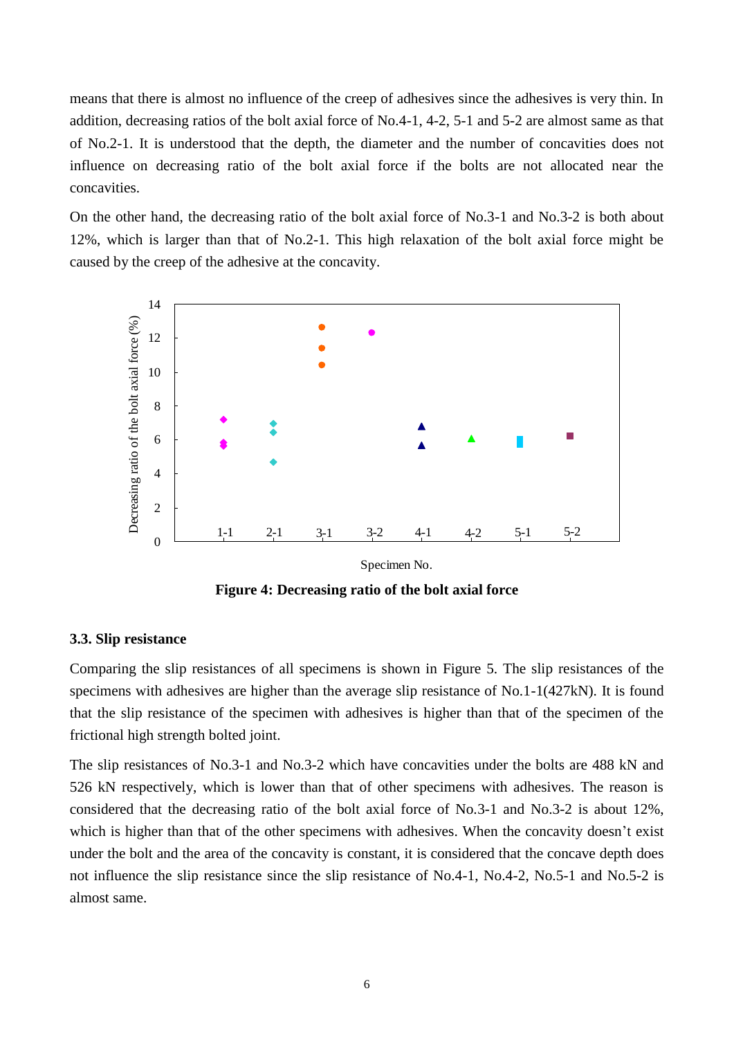means that there is almost no influence of the creep of adhesives since the adhesives is very thin. In addition, decreasing ratios of the bolt axial force of No.4-1, 4-2, 5-1 and 5-2 are almost same as that of No.2-1. It is understood that the depth, the diameter and the number of concavities does not influence on decreasing ratio of the bolt axial force if the bolts are not allocated near the concavities.

On the other hand, the decreasing ratio of the bolt axial force of No.3-1 and No.3-2 is both about 12%, which is larger than that of No.2-1. This high relaxation of the bolt axial force might be caused by the creep of the adhesive at the concavity.

**Figure 4: Decreasing ratio of the bolt axial force**

### 3.3. Slip resistance

Comparing the slip resistances of all specimens is shown in Figure 5. The slip resistances of the specimens with adhesives are higher than the average slip resistance of No.1-1(427kN). It is found that the slip resistance of the specimen with adhesives is higher than that of the specimen of the frictional high strength bolted joint.

The slip resistances of No.3-1 and No.3-2 which have concavities under the bolts are 488 kN and 526 kN respectively, which is lower than that of other specimens with adhesives. The reason is considered that the decreasing ratio of the bolt axial force of No.3-1 and No.3-2 is about 12%, which is higher than that of the other specimens with adhesives. When the concavity doesn't exist under the bolt and the area of the concavity is constant, it is considered that the concave depth does not influence the slip resistance since the slip resistance of No.4-1, No.4-2, No.5-1 and No.5-2 is almost same.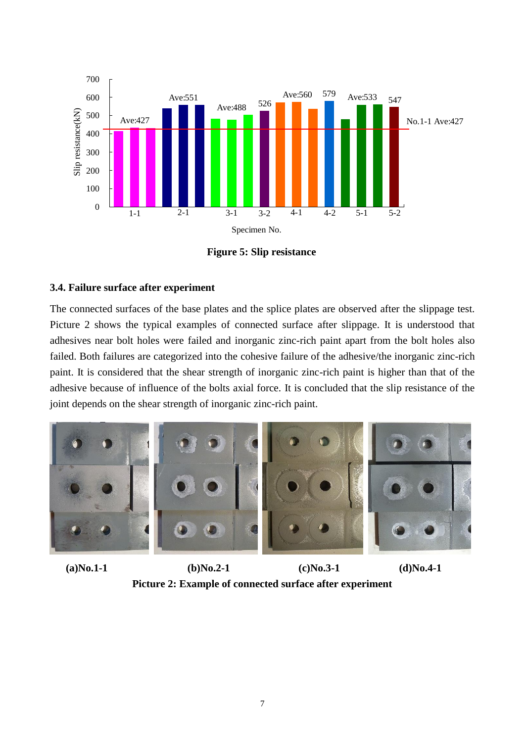**Figure 5: Slip resistance**

### 3.4. Failure surface after experiment

The connected surfaces of the base plates and the splice plates are observed after the slippage test. Picture 2 shows the typical examples of connected surface after slippage. It is understood that adhesives near bolt holes were failed and inorganic zinc-rich paint apart from the bolt holes also failed. Both failures are categorized into the cohesive failure of the adhesive/the inorganic zinc-rich paint. It is considered that the shear strength of inorganic zinc-rich paint is higher than that of the adhesive because of influence of the bolts axial force. It is concluded that the slip resistance of the joint depends on the shear strength of inorganic zinc-rich paint.

**(a)No.1-1** **(b)No.2-1** **(c)No.3-1** **(d)No.4-1**

**Picture 2: Example of connected surface after experiment**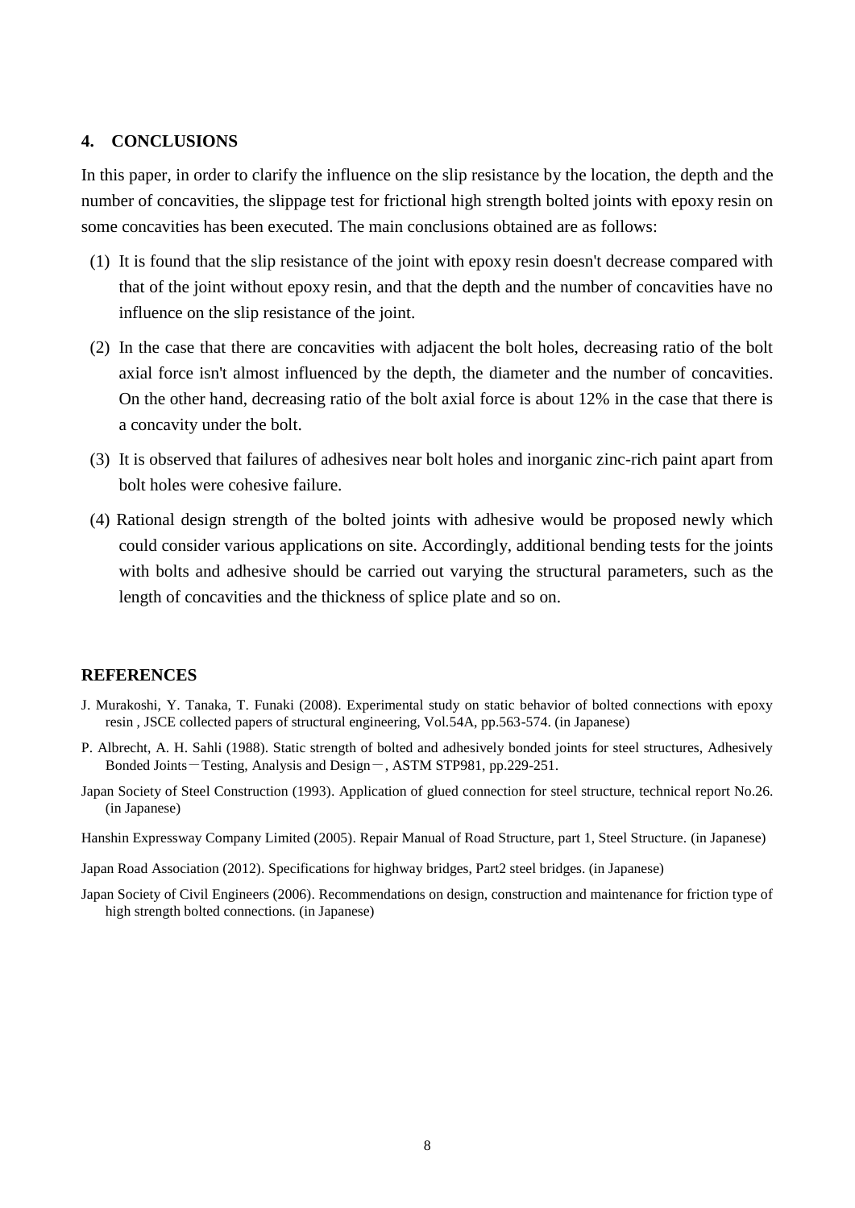## 4. CONCLUSIONS

In this paper, in order to clarify the influence on the slip resistance by the location, the depth and the number of concavities, the slippage test for frictional high strength bolted joints with epoxy resin on some concavities has been executed. The main conclusions obtained are as follows:

(1) It is found that the slip resistance of the joint with epoxy resin doesn't decrease compared with that of the joint without epoxy resin, and that the depth and the number of concavities have no influence on the slip resistance of the joint.

(2) In the case that there are concavities with adjacent the bolt holes, decreasing ratio of the bolt axial force isn't almost influenced by the depth, the diameter and the number of concavities. On the other hand, decreasing ratio of the bolt axial force is about 12% in the case that there is a concavity under the bolt.

(3) It is observed that failures of adhesives near bolt holes and inorganic zinc-rich paint apart from bolt holes were cohesive failure.

(4) Rational design strength of the bolted joints with adhesive would be proposed newly which could consider various applications on site. Accordingly, additional bending tests for the joints with bolts and adhesive should be carried out varying the structural parameters, such as the length of concavities and the thickness of splice plate and so on.

## REFERENCES

J. Murakoshi, Y. Tanaka, T. Funaki (2008). Experimental study on static behavior of bolted connections with epoxy resin , JSCE collected papers of structural engineering, Vol.54A, pp.563-574. (in Japanese)

P. Albrecht, A. H. Sahli (1988). Static strength of bolted and adhesively bonded joints for steel structures, Adhesively Bonded Joints－Testing, Analysis and Design－, ASTM STP981, pp.229-251.

Japan Society of Steel Construction (1993). Application of glued connection for steel structure, technical report No.26. (in Japanese)

Hanshin Expressway Company Limited (2005). Repair Manual of Road Structure, part 1, Steel Structure. (in Japanese)

Japan Road Association (2012). Specifications for highway bridges, Part2 steel bridges. (in Japanese)

Japan Society of Civil Engineers (2006). Recommendations on design, construction and maintenance for friction type of high strength bolted connections. (in Japanese)